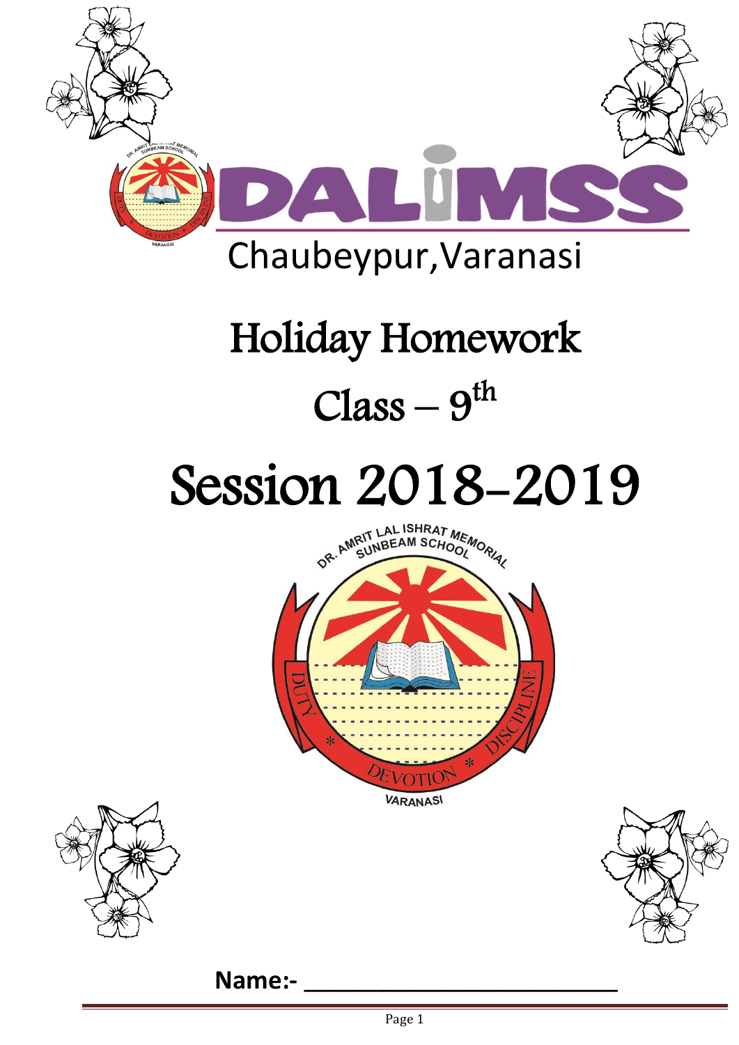# DALIMSS

Chaubeypur,Varanasi

# Holiday Homework

## Class – 9th

# Session 2018-2019

DR. AMRIT LAL ISHRAT MEMORIAL SUNBEAM SCHOOL

DUTY * DEVOTION * DISCIPLINE

VARANASI

**Name:-** ___________________________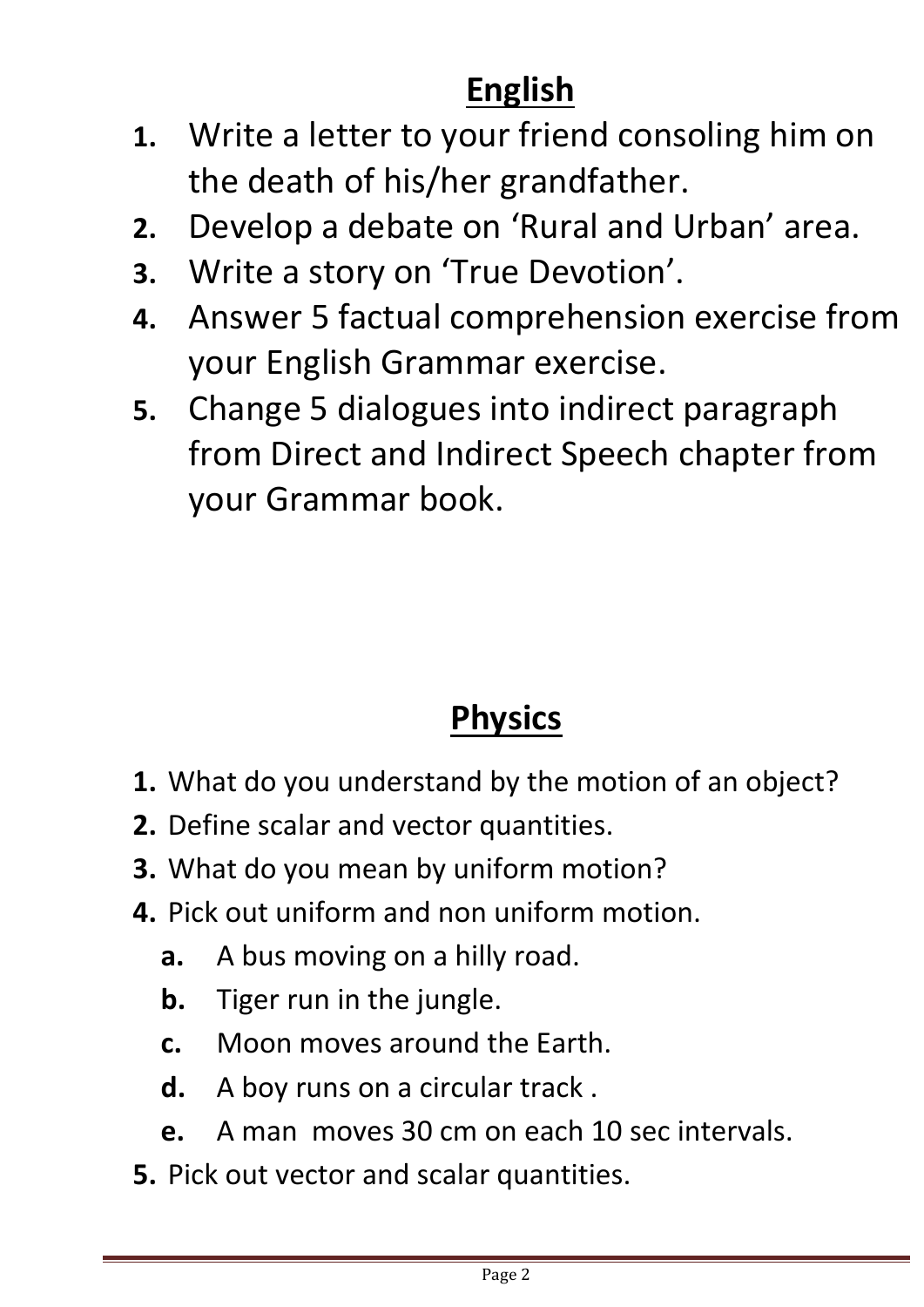## English

1. Write a letter to your friend consoling him on the death of his/her grandfather.
2. Develop a debate on 'Rural and Urban' area.
3. Write a story on 'True Devotion'.
4. Answer 5 factual comprehension exercise from your English Grammar exercise.
5. Change 5 dialogues into indirect paragraph from Direct and Indirect Speech chapter from your Grammar book.

## Physics

1. What do you understand by the motion of an object?
2. Define scalar and vector quantities.
3. What do you mean by uniform motion?
4. Pick out uniform and non uniform motion.
   a. A bus moving on a hilly road.
   b. Tiger run in the jungle.
   c. Moon moves around the Earth.
   d. A boy runs on a circular track .
   e. A man moves 30 cm on each 10 sec intervals.
5. Pick out vector and scalar quantities.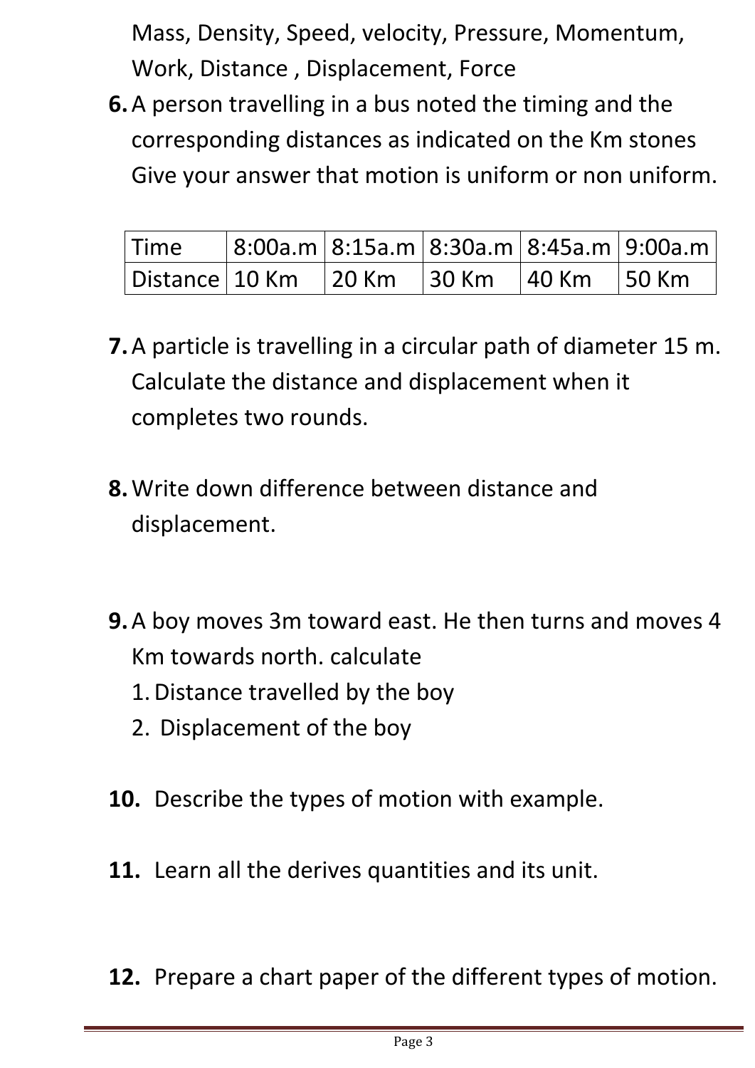Mass, Density, Speed, velocity, Pressure, Momentum, Work, Distance , Displacement, Force

**6.** A person travelling in a bus noted the timing and the corresponding distances as indicated on the Km stones Give your answer that motion is uniform or non uniform.

| Time | 8:00a.m | 8:15a.m | 8:30a.m | 8:45a.m | 9:00a.m |
|---|---|---|---|---|---|
| Distance | 10 Km | 20 Km | 30 Km | 40 Km | 50 Km |

**7.** A particle is travelling in a circular path of diameter 15 m. Calculate the distance and displacement when it completes two rounds.

**8.** Write down difference between distance and displacement.

**9.** A boy moves 3m toward east. He then turns and moves 4 Km towards north. calculate

1. Distance travelled by the boy
2. Displacement of the boy

**10.** Describe the types of motion with example.

**11.** Learn all the derives quantities and its unit.

**12.** Prepare a chart paper of the different types of motion.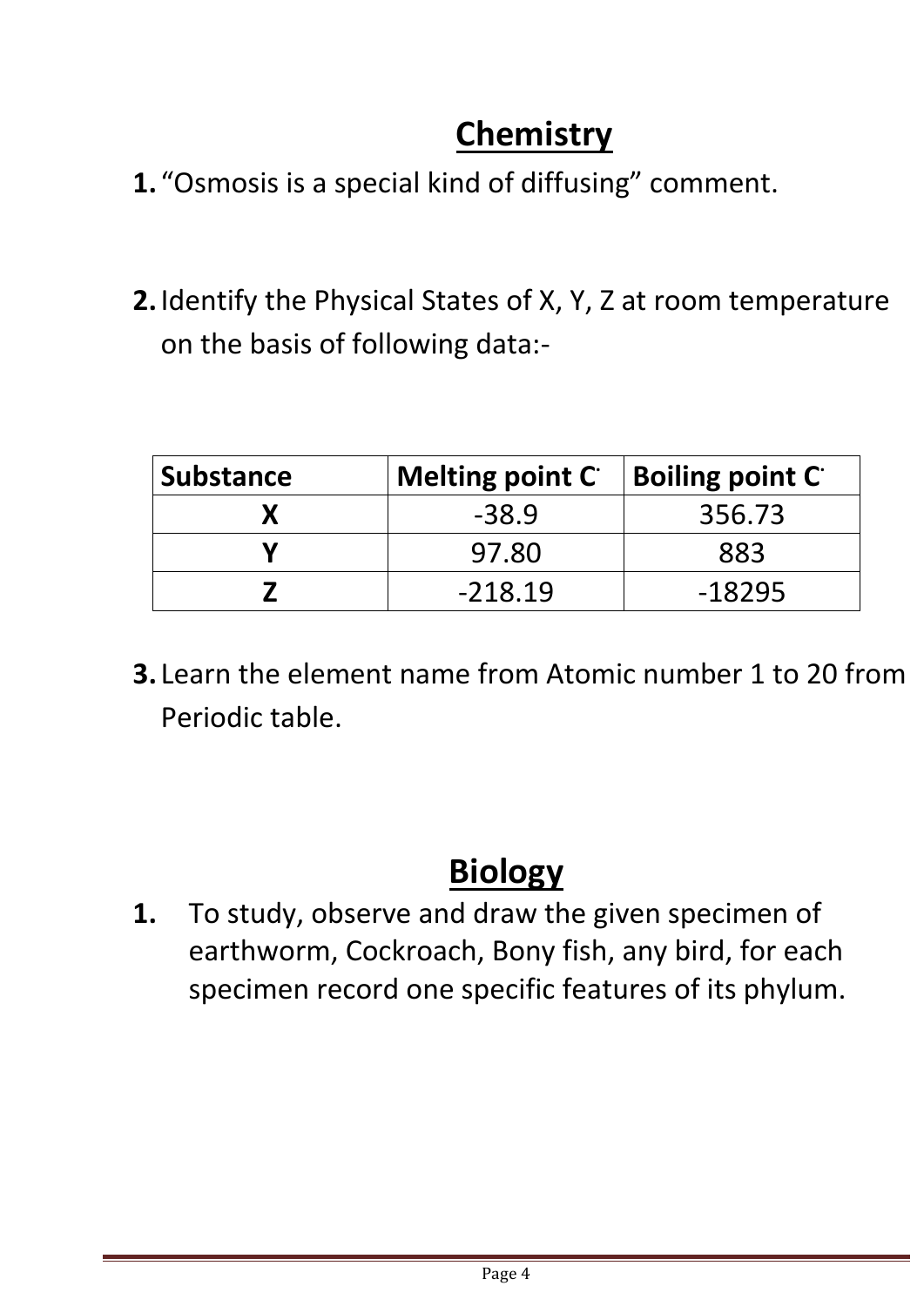## Chemistry

1. "Osmosis is a special kind of diffusing" comment.

2. Identify the Physical States of X, Y, Z at room temperature on the basis of following data:-

| Substance | Melting point C· | Boiling point C· |
|---|---|---|
| X | -38.9 | 356.73 |
| Y | 97.80 | 883 |
| Z | -218.19 | -18295 |

3. Learn the element name from Atomic number 1 to 20 from Periodic table.

## Biology

1. To study, observe and draw the given specimen of earthworm, Cockroach, Bony fish, any bird, for each specimen record one specific features of its phylum.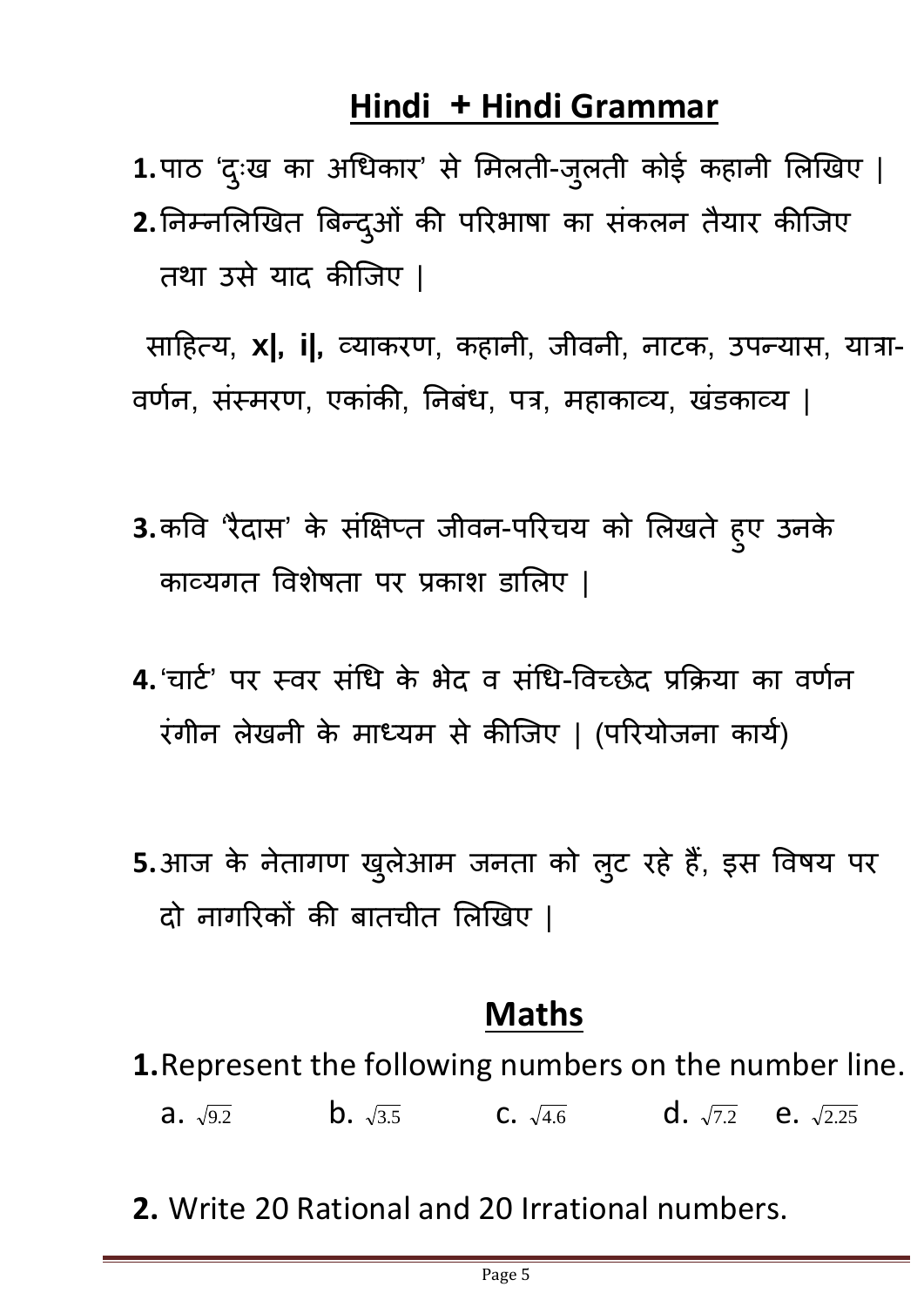## Hindi + Hindi Grammar

**1.** पाठ 'दुःख का अधिकार' से मिलती-जुलती कोई कहानी लिखिए |

**2.** निम्नलिखित बिन्दुओं की परिभाषा का संकलन तैयार कीजिए तथा उसे याद कीजिए |

साहित्य, **x|, i|,** व्याकरण, कहानी, जीवनी, नाटक, उपन्यास, यात्रा-वर्णन, संस्मरण, एकांकी, निबंध, पत्र, महाकाव्य, खंडकाव्य |

**3.** कवि 'रैदास' के संक्षिप्त जीवन-परिचय को लिखते हुए उनके काव्यगत विशेषता पर प्रकाश डालिए |

**4.** 'चार्ट' पर स्वर संधि के भेद व संधि-विच्छेद प्रक्रिया का वर्णन रंगीन लेखनी के माध्यम से कीजिए | (परियोजना कार्य)

**5.** आज के नेतागण खुलेआम जनता को लुट रहे हैं, इस विषय पर दो नागरिकों की बातचीत लिखिए |

## Maths

**1.** Represent the following numbers on the number line.

a. $\sqrt{9.2}$ b. $\sqrt{3.5}$ c. $\sqrt{4.6}$ d. $\sqrt{7.2}$ e. $\sqrt{2.25}$

**2.** Write 20 Rational and 20 Irrational numbers.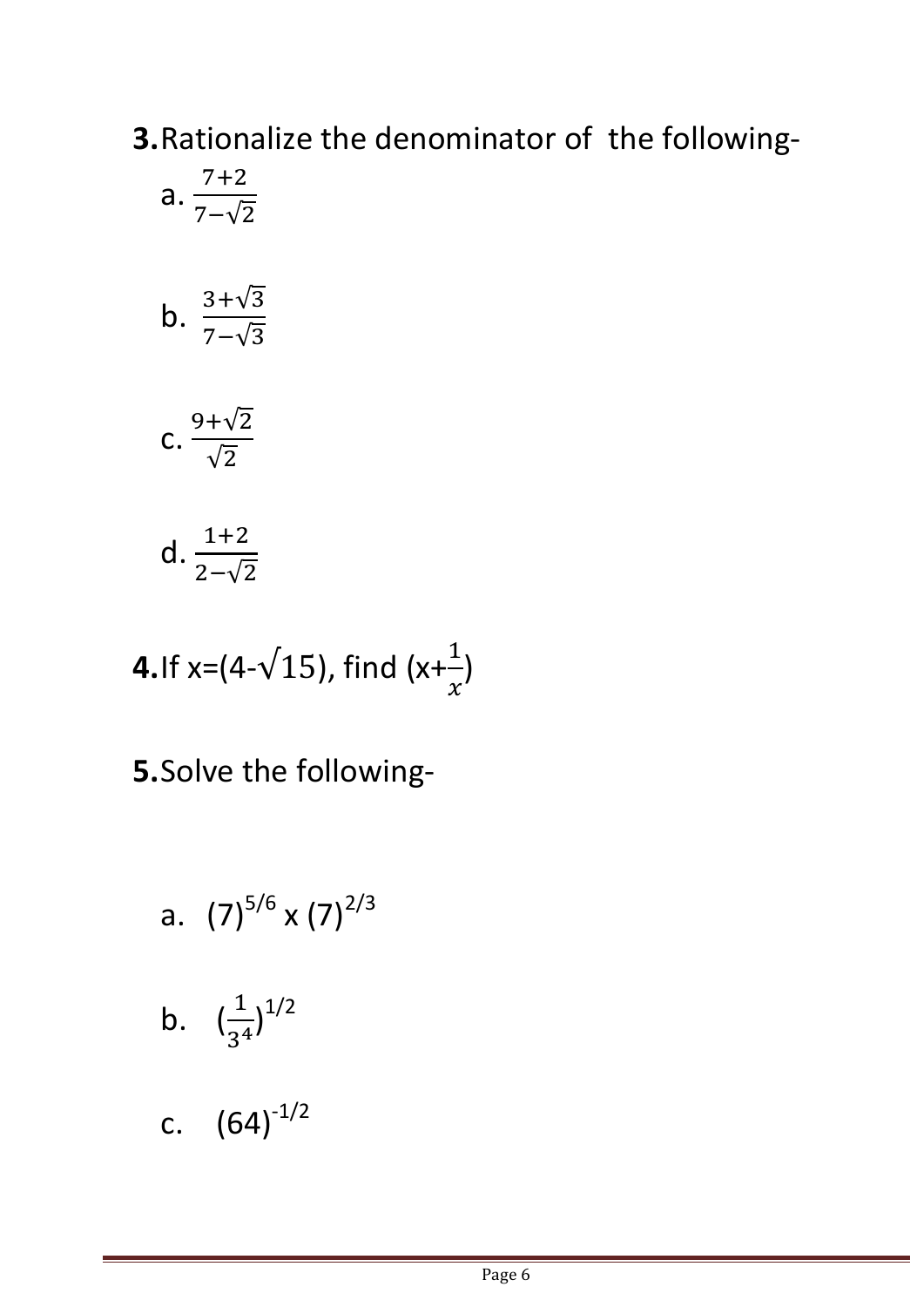**3.** Rationalize the denominator of the following-

a. $\frac{7+2}{7-\sqrt{2}}$

b. $\frac{3+\sqrt{3}}{7-\sqrt{3}}$

c. $\frac{9+\sqrt{2}}{\sqrt{2}}$

d. $\frac{1+2}{2-\sqrt{2}}$

**4.** If $x=(4-\sqrt{15})$, find $(x+\frac{1}{x})$

**5.** Solve the following-

a. $(7)^{5/6} \times (7)^{2/3}$

b. $(\frac{1}{3^4})^{1/2}$

c. $(64)^{-1/2}$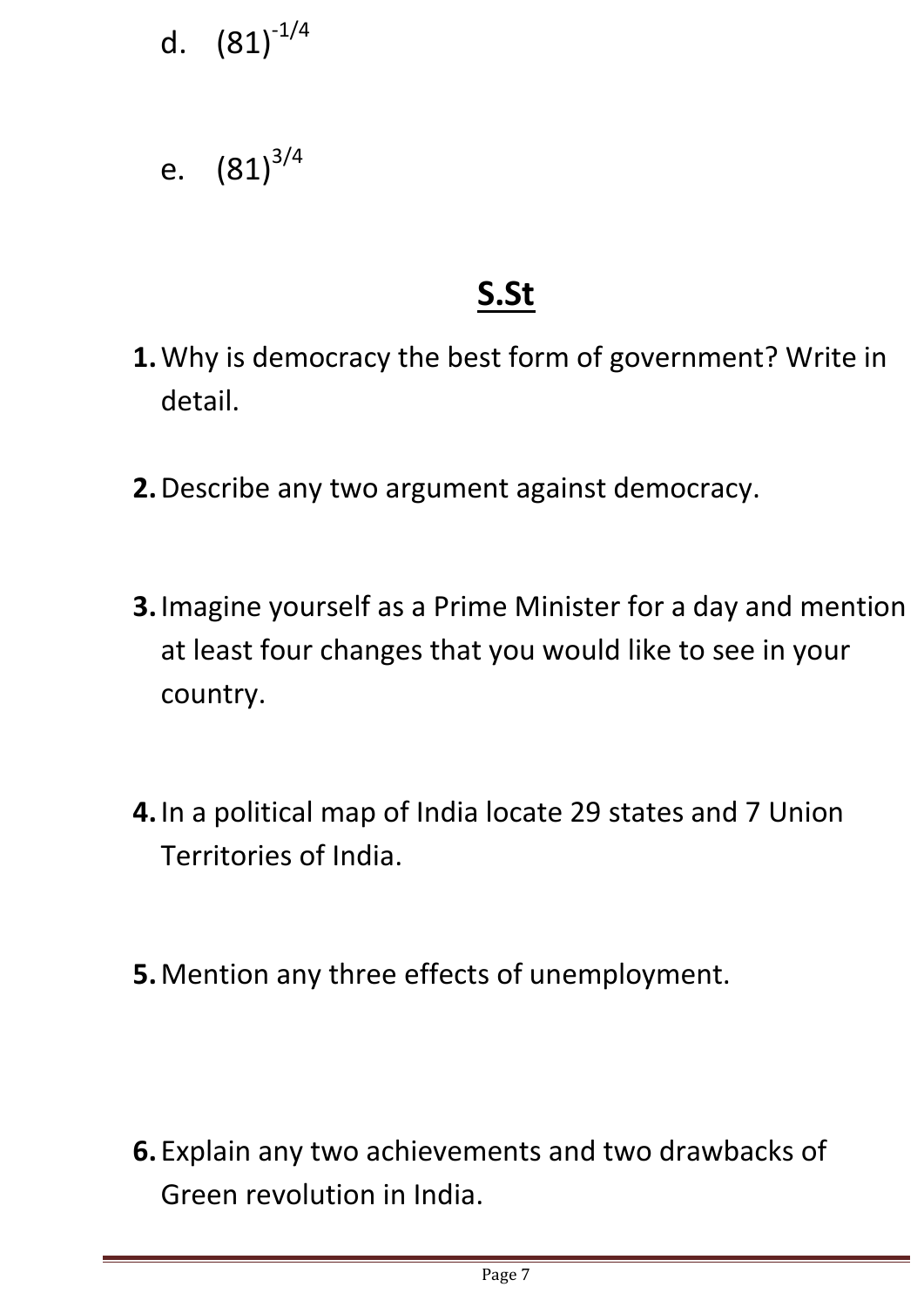d. $(81)^{-1/4}$

e. $(81)^{3/4}$

## S.St

1. Why is democracy the best form of government? Write in detail.

2. Describe any two argument against democracy.

3. Imagine yourself as a Prime Minister for a day and mention at least four changes that you would like to see in your country.

4. In a political map of India locate 29 states and 7 Union Territories of India.

5. Mention any three effects of unemployment.

6. Explain any two achievements and two drawbacks of Green revolution in India.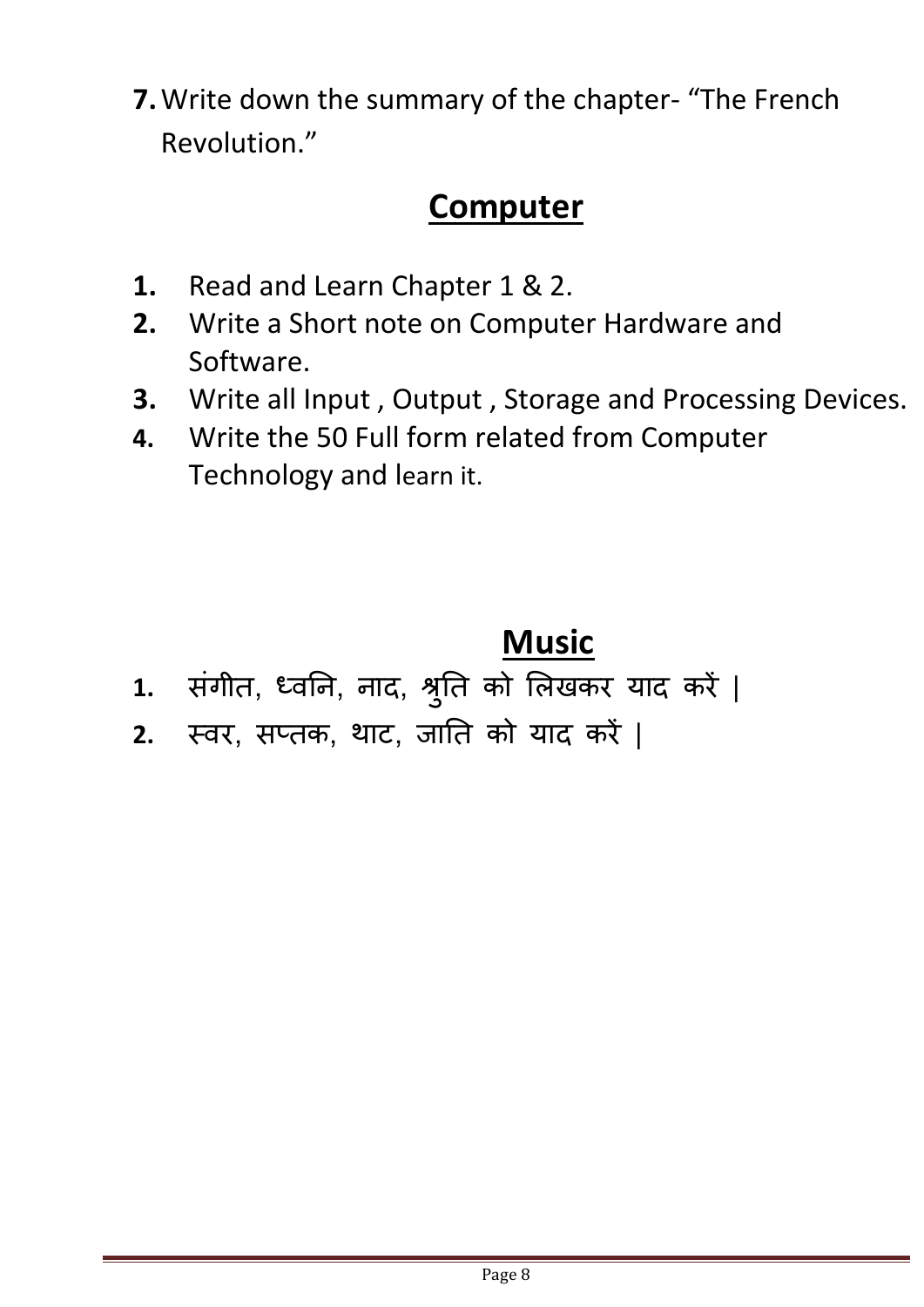7. Write down the summary of the chapter- “The French Revolution.”

## Computer

1. Read and Learn Chapter 1 & 2.
2. Write a Short note on Computer Hardware and Software.
3. Write all Input , Output , Storage and Processing Devices.
4. Write the 50 Full form related from Computer Technology and learn it.

## Music

1. संगीत, ध्वनि, नाद, श्रुति को लिखकर याद करें |
2. स्वर, सप्तक, थाट, जाति को याद करें |